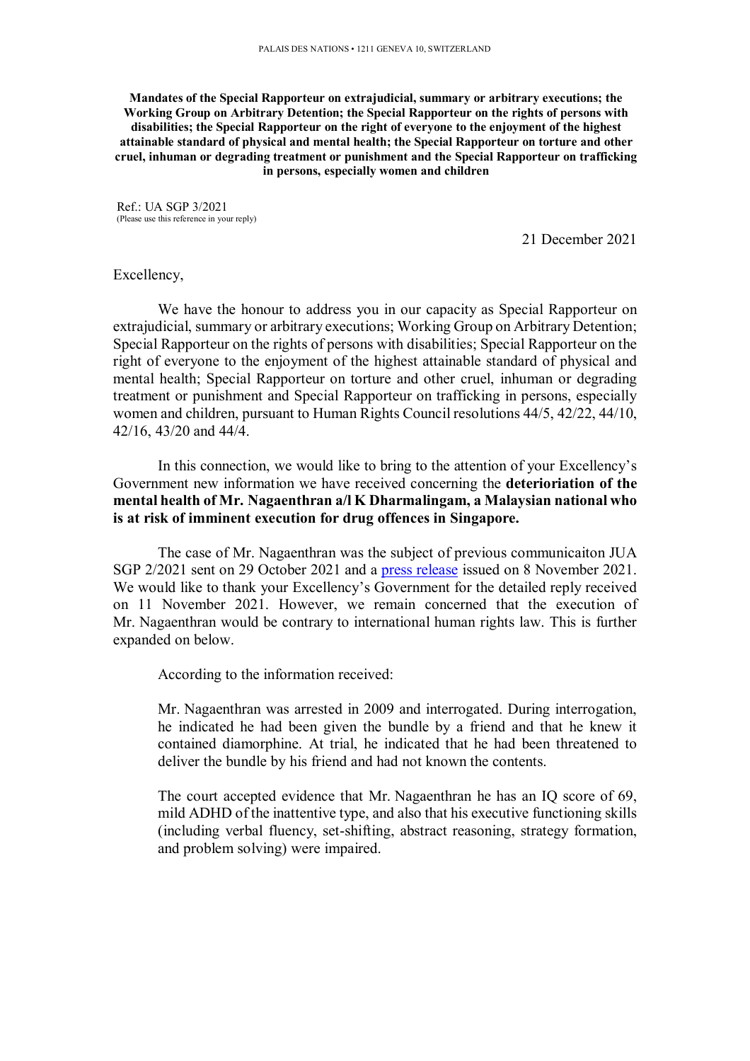PALAIS DES NATIONS • 1211 GENEVA 10, SWITZERLAND

**Mandates of the Special Rapporteur on extrajudicial, summary or arbitrary executions; the Working Group on Arbitrary Detention; the Special Rapporteur on the rights of persons with disabilities; the Special Rapporteur on the right of everyone to the enjoyment of the highest attainable standard of physical and mental health; the Special Rapporteur on torture and other cruel, inhuman or degrading treatment or punishment and the Special Rapporteur on trafficking in persons, especially women and children**

Ref.: UA SGP 3/2021
(Please use this reference in your reply)

21 December 2021

Excellency,

We have the honour to address you in our capacity as Special Rapporteur on extrajudicial, summary or arbitrary executions; Working Group on Arbitrary Detention; Special Rapporteur on the rights of persons with disabilities; Special Rapporteur on the right of everyone to the enjoyment of the highest attainable standard of physical and mental health; Special Rapporteur on torture and other cruel, inhuman or degrading treatment or punishment and Special Rapporteur on trafficking in persons, especially women and children, pursuant to Human Rights Council resolutions 44/5, 42/22, 44/10, 42/16, 43/20 and 44/4.

In this connection, we would like to bring to the attention of your Excellency's Government new information we have received concerning the **deterioriation of the mental health of Mr. Nagaenthran a/l K Dharmalingam, a Malaysian national who is at risk of imminent execution for drug offences in Singapore.**

The case of Mr. Nagaenthran was the subject of previous communicaiton JUA SGP 2/2021 sent on 29 October 2021 and a press release issued on 8 November 2021. We would like to thank your Excellency's Government for the detailed reply received on 11 November 2021. However, we remain concerned that the execution of Mr. Nagaenthran would be contrary to international human rights law. This is further expanded on below.

According to the information received:

> Mr. Nagaenthran was arrested in 2009 and interrogated. During interrogation, he indicated he had been given the bundle by a friend and that he knew it contained diamorphine. At trial, he indicated that he had been threatened to deliver the bundle by his friend and had not known the contents.
>
> The court accepted evidence that Mr. Nagaenthran he has an IQ score of 69, mild ADHD of the inattentive type, and also that his executive functioning skills (including verbal fluency, set-shifting, abstract reasoning, strategy formation, and problem solving) were impaired.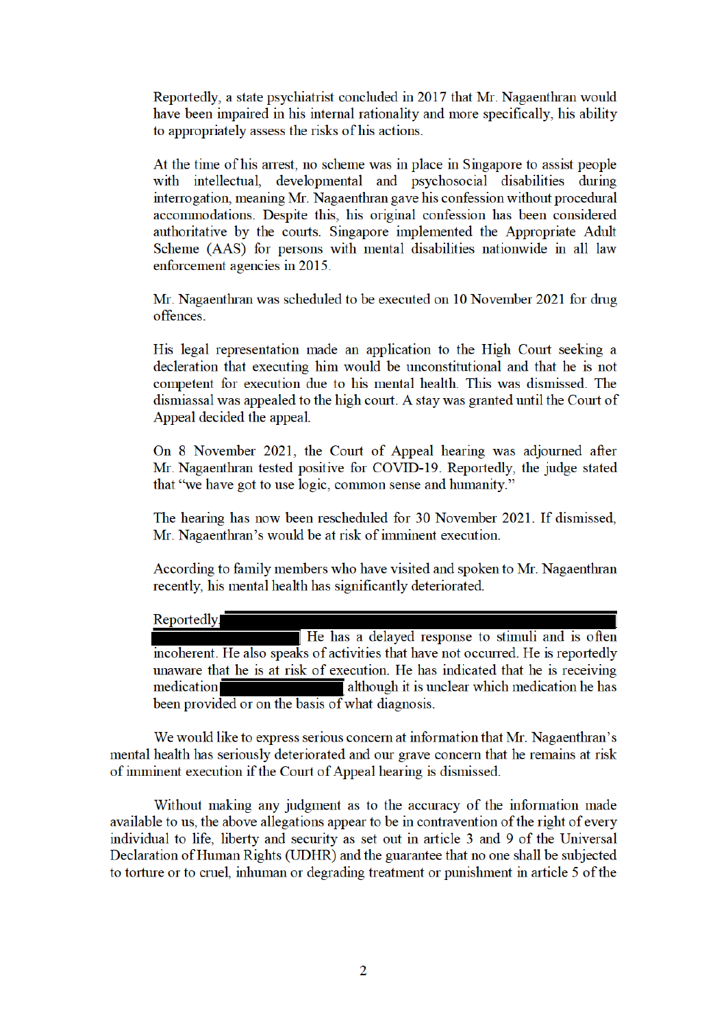Reportedly, a state psychiatrist concluded in 2017 that Mr. Nagaenthran would have been impaired in his internal rationality and more specifically, his ability to appropriately assess the risks of his actions.

At the time of his arrest, no scheme was in place in Singapore to assist people with intellectual, developmental and psychosocial disabilities during interrogation, meaning Mr. Nagaenthran gave his confession without procedural accommodations. Despite this, his original confession has been considered authoritative by the courts. Singapore implemented the Appropriate Adult Scheme (AAS) for persons with mental disabilities nationwide in all law enforcement agencies in 2015.

Mr. Nagaenthran was scheduled to be executed on 10 November 2021 for drug offences.

His legal representation made an application to the High Court seeking a declaration that executing him would be unconstitutional and that he is not competent for execution due to his mental health. This was dismissed. The dismiassal was appealed to the high court. A stay was granted until the Court of Appeal decided the appeal.

On 8 November 2021, the Court of Appeal hearing was adjourned after Mr. Nagaenthran tested positive for COVID-19. Reportedly, the judge stated that "we have got to use logic, common sense and humanity."

The hearing has now been rescheduled for 30 November 2021. If dismissed, Mr. Nagaenthran's would be at risk of imminent execution.

According to family members who have visited and spoken to Mr. Nagaenthran recently, his mental health has significantly deteriorated.

Reportedly, [REDACTED] He has a delayed response to stimuli and is often incoherent. He also speaks of activities that have not occurred. He is reportedly unaware that he is at risk of execution. He has indicated that he is receiving medication [REDACTED] although it is unclear which medication he has been provided or on the basis of what diagnosis.

We would like to express serious concern at information that Mr. Nagaenthran's mental health has seriously deteriorated and our grave concern that he remains at risk of imminent execution if the Court of Appeal hearing is dismissed.

Without making any judgment as to the accuracy of the information made available to us, the above allegations appear to be in contravention of the right of every individual to life, liberty and security as set out in article 3 and 9 of the Universal Declaration of Human Rights (UDHR) and the guarantee that no one shall be subjected to torture or to cruel, inhuman or degrading treatment or punishment in article 5 of the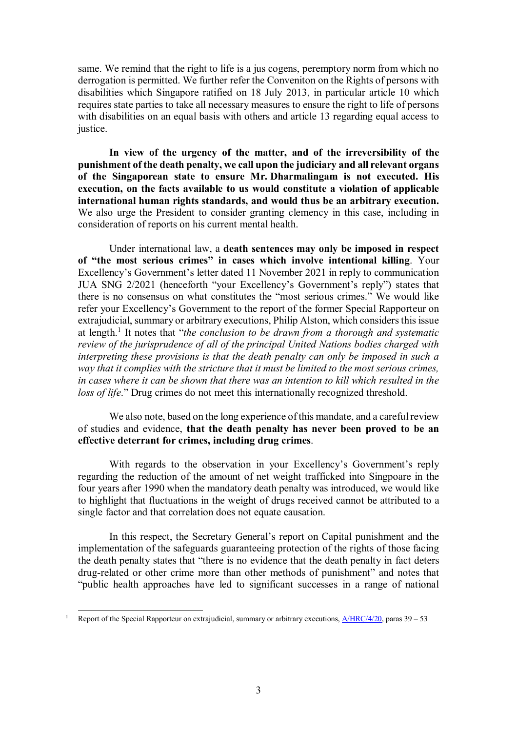same. We remind that the right to life is a jus cogens, peremptory norm from which no derrogation is permitted. We further refer the Conveniton on the Rights of persons with disabilities which Singapore ratified on 18 July 2013, in particular article 10 which requires state parties to take all necessary measures to ensure the right to life of persons with disabilities on an equal basis with others and article 13 regarding equal access to justice.

**In view of the urgency of the matter, and of the irreversibility of the punishment of the death penalty, we call upon the judiciary and all relevant organs of the Singaporean state to ensure Mr. Dharmalingam is not executed. His execution, on the facts available to us would constitute a violation of applicable international human rights standards, and would thus be an arbitrary execution.** We also urge the President to consider granting clemency in this case, including in consideration of reports on his current mental health.

Under international law, a **death sentences may only be imposed in respect of "the most serious crimes" in cases which involve intentional killing**. Your Excellency's Government's letter dated 11 November 2021 in reply to communication JUA SNG 2/2021 (henceforth "your Excellency's Government's reply") states that there is no consensus on what constitutes the "most serious crimes." We would like refer your Excellency's Government to the report of the former Special Rapporteur on extrajudicial, summary or arbitrary executions, Philip Alston, which considers this issue at length.[1] It notes that "*the conclusion to be drawn from a thorough and systematic review of the jurisprudence of all of the principal United Nations bodies charged with interpreting these provisions is that the death penalty can only be imposed in such a way that it complies with the stricture that it must be limited to the most serious crimes, in cases where it can be shown that there was an intention to kill which resulted in the loss of life*." Drug crimes do not meet this internationally recognized threshold.

We also note, based on the long experience of this mandate, and a careful review of studies and evidence, **that the death penalty has never been proved to be an effective deterrant for crimes, including drug crimes**.

With regards to the observation in your Excellency's Government's reply regarding the reduction of the amount of net weight trafficked into Singpoare in the four years after 1990 when the mandatory death penalty was introduced, we would like to highlight that fluctuations in the weight of drugs received cannot be attributed to a single factor and that correlation does not equate causation.

In this respect, the Secretary General's report on Capital punishment and the implementation of the safeguards guaranteeing protection of the rights of those facing the death penalty states that "there is no evidence that the death penalty in fact deters drug-related or other crime more than other methods of punishment" and notes that "public health approaches have led to significant successes in a range of national

[1] Report of the Special Rapporteur on extrajudicial, summary or arbitrary executions, A/HRC/4/20, paras 39 – 53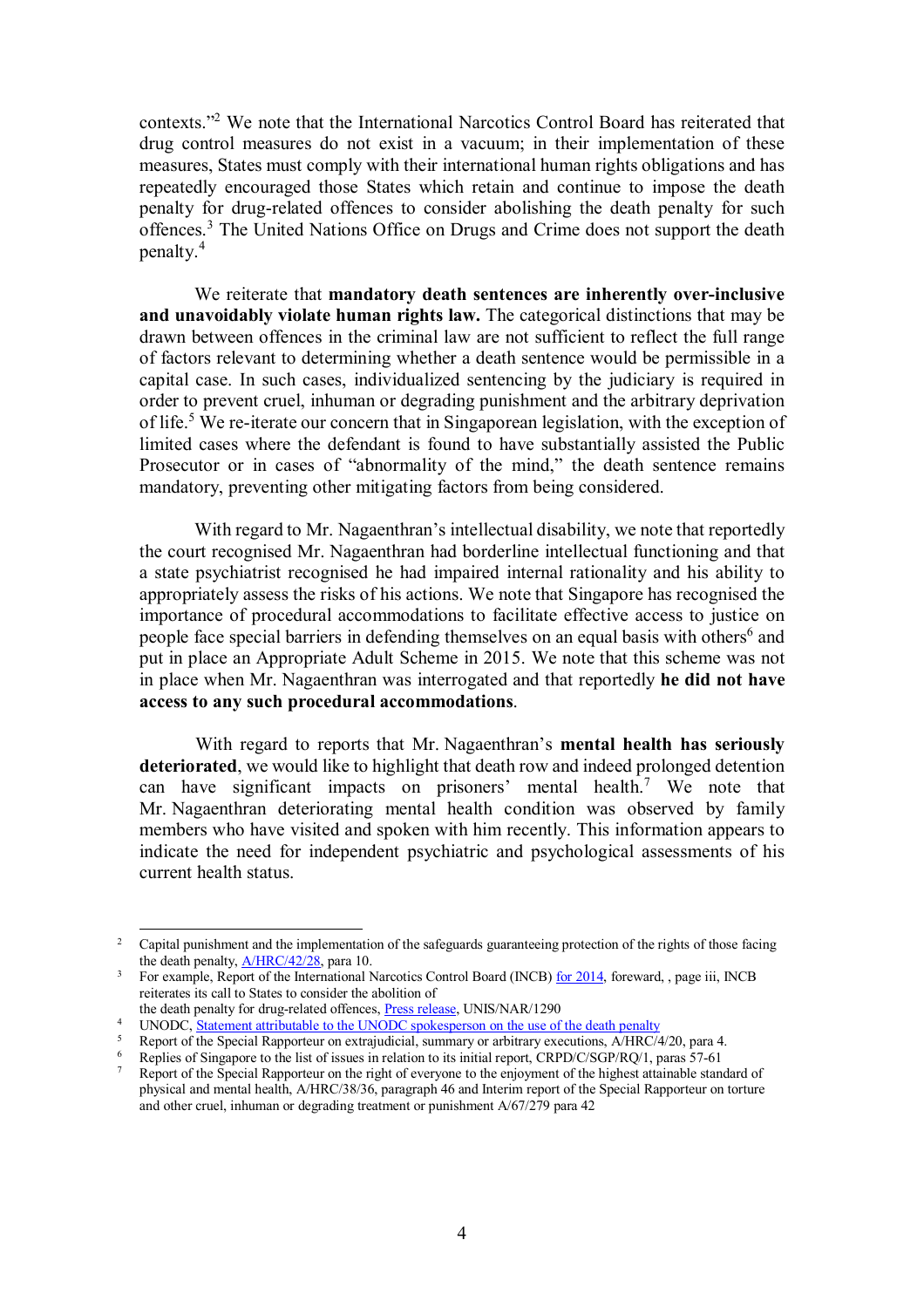contexts."[2] We note that the International Narcotics Control Board has reiterated that drug control measures do not exist in a vacuum; in their implementation of these measures, States must comply with their international human rights obligations and has repeatedly encouraged those States which retain and continue to impose the death penalty for drug-related offences to consider abolishing the death penalty for such offences.[3] The United Nations Office on Drugs and Crime does not support the death penalty.[4]

We reiterate that **mandatory death sentences are inherently over-inclusive and unavoidably violate human rights law.** The categorical distinctions that may be drawn between offences in the criminal law are not sufficient to reflect the full range of factors relevant to determining whether a death sentence would be permissible in a capital case. In such cases, individualized sentencing by the judiciary is required in order to prevent cruel, inhuman or degrading punishment and the arbitrary deprivation of life.[5] We re-iterate our concern that in Singaporean legislation, with the exception of limited cases where the defendant is found to have substantially assisted the Public Prosecutor or in cases of "abnormality of the mind," the death sentence remains mandatory, preventing other mitigating factors from being considered.

With regard to Mr. Nagaenthran's intellectual disability, we note that reportedly the court recognised Mr. Nagaenthran had borderline intellectual functioning and that a state psychiatrist recognised he had impaired internal rationality and his ability to appropriately assess the risks of his actions. We note that Singapore has recognised the importance of procedural accommodations to facilitate effective access to justice on people face special barriers in defending themselves on an equal basis with others[6] and put in place an Appropriate Adult Scheme in 2015. We note that this scheme was not in place when Mr. Nagaenthran was interrogated and that reportedly **he did not have access to any such procedural accommodations**.

With regard to reports that Mr. Nagaenthran's **mental health has seriously deteriorated**, we would like to highlight that death row and indeed prolonged detention can have significant impacts on prisoners' mental health.[7] We note that Mr. Nagaenthran deteriorating mental health condition was observed by family members who have visited and spoken with him recently. This information appears to indicate the need for independent psychiatric and psychological assessments of his current health status.

---

[2] Capital punishment and the implementation of the safeguards guaranteeing protection of the rights of those facing the death penalty, A/HRC/42/28, para 10.

[3] For example, Report of the International Narcotics Control Board (INCB) for 2014, foreward, , page iii, INCB reiterates its call to States to consider the abolition of the death penalty for drug-related offences, Press release, UNIS/NAR/1290

[4] UNODC, Statement attributable to the UNODC spokesperson on the use of the death penalty

[5] Report of the Special Rapporteur on extrajudicial, summary or arbitrary executions, A/HRC/4/20, para 4.

[6] Replies of Singapore to the list of issues in relation to its initial report, CRPD/C/SGP/RQ/1, paras 57-61

[7] Report of the Special Rapporteur on the right of everyone to the enjoyment of the highest attainable standard of physical and mental health, A/HRC/38/36, paragraph 46 and Interim report of the Special Rapporteur on torture and other cruel, inhuman or degrading treatment or punishment A/67/279 para 42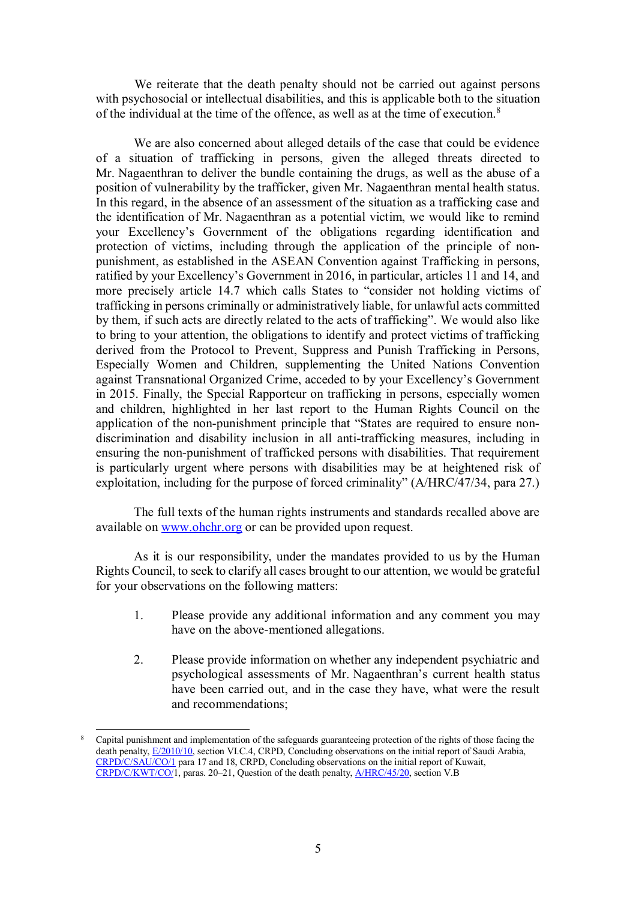We reiterate that the death penalty should not be carried out against persons with psychosocial or intellectual disabilities, and this is applicable both to the situation of the individual at the time of the offence, as well as at the time of execution.[8]

We are also concerned about alleged details of the case that could be evidence of a situation of trafficking in persons, given the alleged threats directed to Mr. Nagaenthran to deliver the bundle containing the drugs, as well as the abuse of a position of vulnerability by the trafficker, given Mr. Nagaenthran mental health status. In this regard, in the absence of an assessment of the situation as a trafficking case and the identification of Mr. Nagaenthran as a potential victim, we would like to remind your Excellency's Government of the obligations regarding identification and protection of victims, including through the application of the principle of non-punishment, as established in the ASEAN Convention against Trafficking in persons, ratified by your Excellency's Government in 2016, in particular, articles 11 and 14, and more precisely article 14.7 which calls States to "consider not holding victims of trafficking in persons criminally or administratively liable, for unlawful acts committed by them, if such acts are directly related to the acts of trafficking". We would also like to bring to your attention, the obligations to identify and protect victims of trafficking derived from the Protocol to Prevent, Suppress and Punish Trafficking in Persons, Especially Women and Children, supplementing the United Nations Convention against Transnational Organized Crime, acceded to by your Excellency's Government in 2015. Finally, the Special Rapporteur on trafficking in persons, especially women and children, highlighted in her last report to the Human Rights Council on the application of the non-punishment principle that "States are required to ensure non-discrimination and disability inclusion in all anti-trafficking measures, including in ensuring the non-punishment of trafficked persons with disabilities. That requirement is particularly urgent where persons with disabilities may be at heightened risk of exploitation, including for the purpose of forced criminality" (A/HRC/47/34, para 27.)

The full texts of the human rights instruments and standards recalled above are available on www.ohchr.org or can be provided upon request.

As it is our responsibility, under the mandates provided to us by the Human Rights Council, to seek to clarify all cases brought to our attention, we would be grateful for your observations on the following matters:

1. Please provide any additional information and any comment you may have on the above-mentioned allegations.

2. Please provide information on whether any independent psychiatric and psychological assessments of Mr. Nagaenthran's current health status have been carried out, and in the case they have, what were the result and recommendations;

---

[8] Capital punishment and implementation of the safeguards guaranteeing protection of the rights of those facing the death penalty, E/2010/10, section VI.C.4, CRPD, Concluding observations on the initial report of Saudi Arabia, CRPD/C/SAU/CO/1 para 17 and 18, CRPD, Concluding observations on the initial report of Kuwait, CRPD/C/KWT/CO/1, paras. 20–21, Question of the death penalty, A/HRC/45/20, section V.B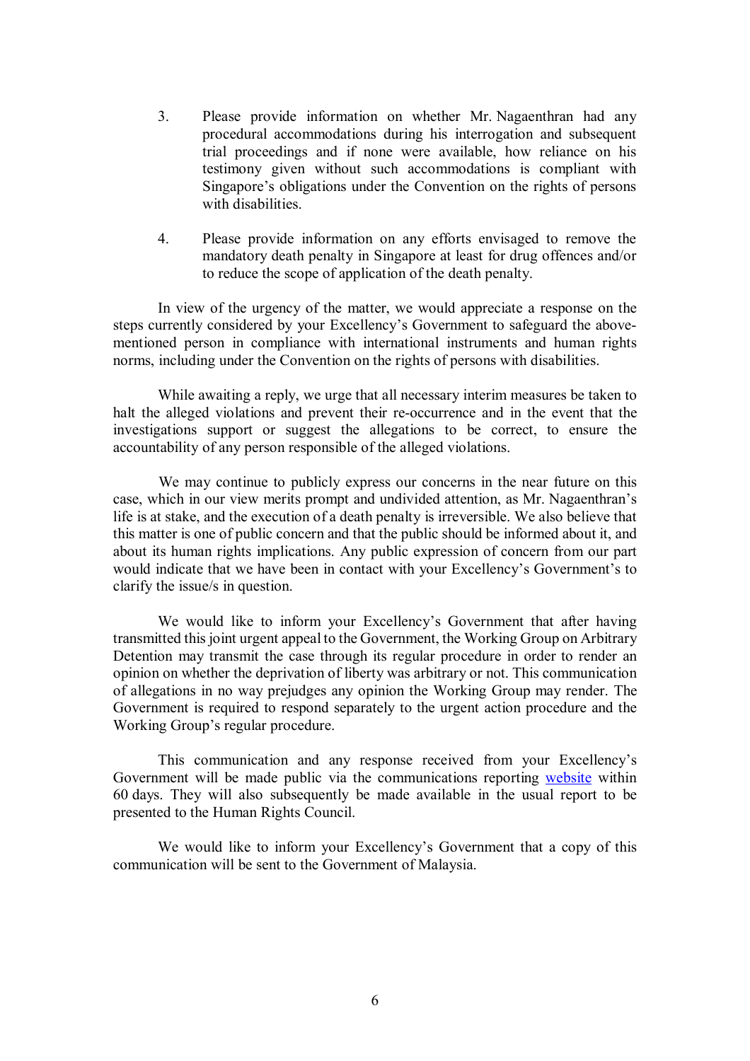3. Please provide information on whether Mr. Nagaenthran had any procedural accommodations during his interrogation and subsequent trial proceedings and if none were available, how reliance on his testimony given without such accommodations is compliant with Singapore's obligations under the Convention on the rights of persons with disabilities.

4. Please provide information on any efforts envisaged to remove the mandatory death penalty in Singapore at least for drug offences and/or to reduce the scope of application of the death penalty.

In view of the urgency of the matter, we would appreciate a response on the steps currently considered by your Excellency's Government to safeguard the above-mentioned person in compliance with international instruments and human rights norms, including under the Convention on the rights of persons with disabilities.

While awaiting a reply, we urge that all necessary interim measures be taken to halt the alleged violations and prevent their re-occurrence and in the event that the investigations support or suggest the allegations to be correct, to ensure the accountability of any person responsible of the alleged violations.

We may continue to publicly express our concerns in the near future on this case, which in our view merits prompt and undivided attention, as Mr. Nagaenthran's life is at stake, and the execution of a death penalty is irreversible. We also believe that this matter is one of public concern and that the public should be informed about it, and about its human rights implications. Any public expression of concern from our part would indicate that we have been in contact with your Excellency's Government's to clarify the issue/s in question.

We would like to inform your Excellency's Government that after having transmitted this joint urgent appeal to the Government, the Working Group on Arbitrary Detention may transmit the case through its regular procedure in order to render an opinion on whether the deprivation of liberty was arbitrary or not. This communication of allegations in no way prejudges any opinion the Working Group may render. The Government is required to respond separately to the urgent action procedure and the Working Group's regular procedure.

This communication and any response received from your Excellency's Government will be made public via the communications reporting website within 60 days. They will also subsequently be made available in the usual report to be presented to the Human Rights Council.

We would like to inform your Excellency's Government that a copy of this communication will be sent to the Government of Malaysia.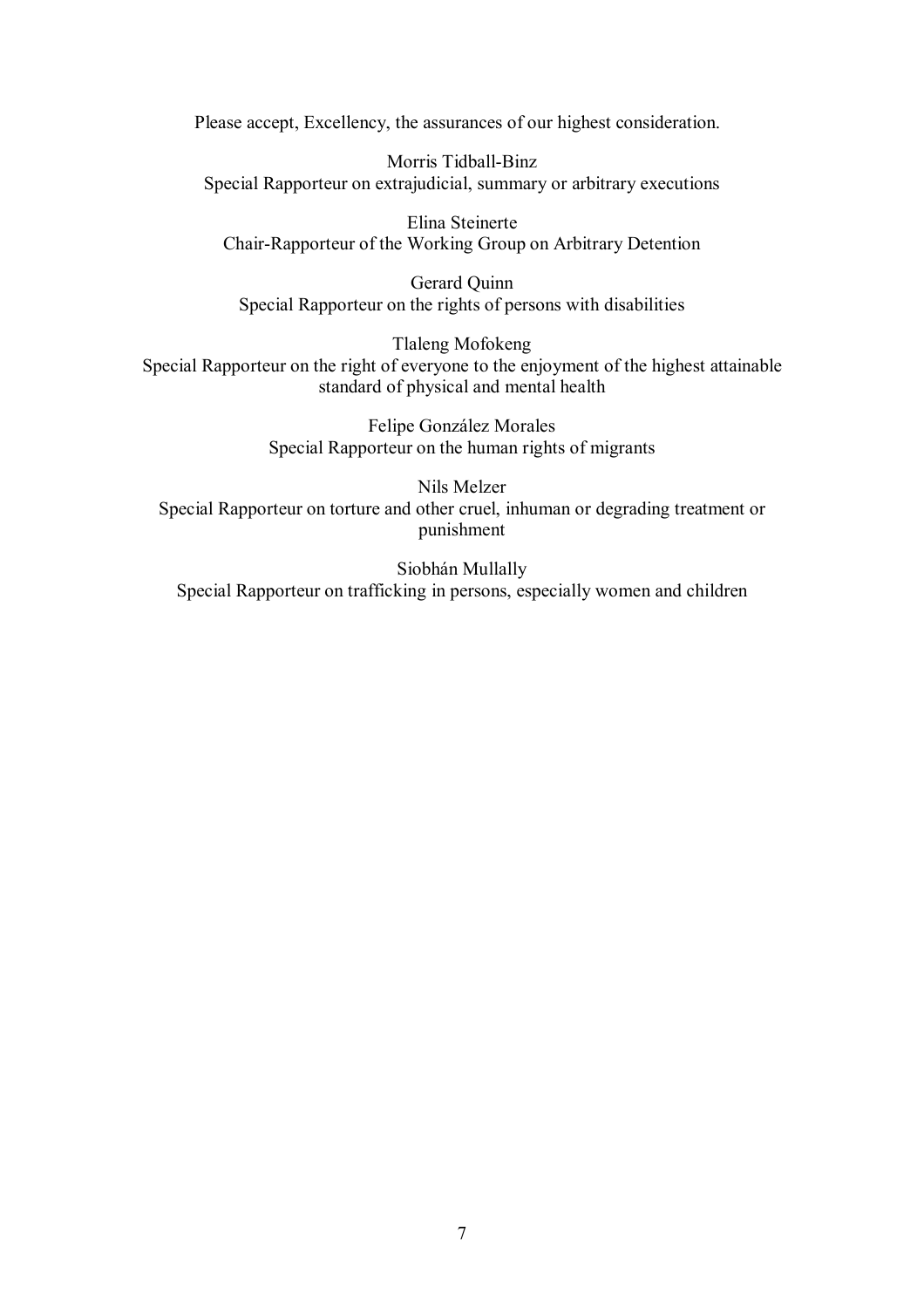Please accept, Excellency, the assurances of our highest consideration.

Morris Tidball-Binz
Special Rapporteur on extrajudicial, summary or arbitrary executions

Elina Steinerte
Chair-Rapporteur of the Working Group on Arbitrary Detention

Gerard Quinn
Special Rapporteur on the rights of persons with disabilities

Tlaleng Mofokeng
Special Rapporteur on the right of everyone to the enjoyment of the highest attainable standard of physical and mental health

Felipe González Morales
Special Rapporteur on the human rights of migrants

Nils Melzer
Special Rapporteur on torture and other cruel, inhuman or degrading treatment or punishment

Siobhán Mullally
Special Rapporteur on trafficking in persons, especially women and children